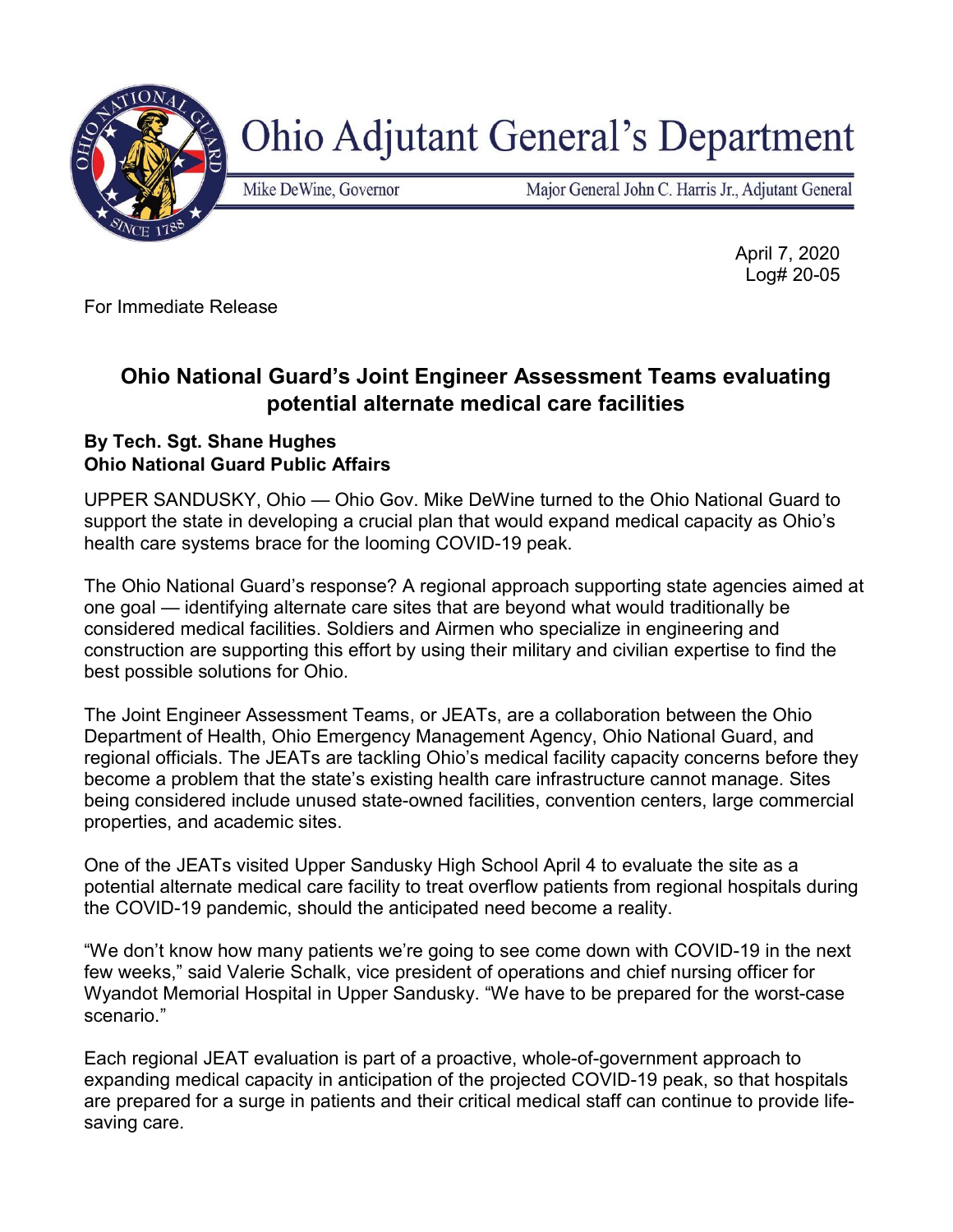# Ohio Adjutant General's Department

Mike DeWine, Governor | Major General John C. Harris Jr., Adjutant General

April 7, 2020
Log# 20-05

For Immediate Release

## Ohio National Guard's Joint Engineer Assessment Teams evaluating potential alternate medical care facilities

**By Tech. Sgt. Shane Hughes**
**Ohio National Guard Public Affairs**

UPPER SANDUSKY, Ohio — Ohio Gov. Mike DeWine turned to the Ohio National Guard to support the state in developing a crucial plan that would expand medical capacity as Ohio's health care systems brace for the looming COVID-19 peak.

The Ohio National Guard's response? A regional approach supporting state agencies aimed at one goal — identifying alternate care sites that are beyond what would traditionally be considered medical facilities. Soldiers and Airmen who specialize in engineering and construction are supporting this effort by using their military and civilian expertise to find the best possible solutions for Ohio.

The Joint Engineer Assessment Teams, or JEATs, are a collaboration between the Ohio Department of Health, Ohio Emergency Management Agency, Ohio National Guard, and regional officials. The JEATs are tackling Ohio's medical facility capacity concerns before they become a problem that the state's existing health care infrastructure cannot manage. Sites being considered include unused state-owned facilities, convention centers, large commercial properties, and academic sites.

One of the JEATs visited Upper Sandusky High School April 4 to evaluate the site as a potential alternate medical care facility to treat overflow patients from regional hospitals during the COVID-19 pandemic, should the anticipated need become a reality.

"We don't know how many patients we're going to see come down with COVID-19 in the next few weeks," said Valerie Schalk, vice president of operations and chief nursing officer for Wyandot Memorial Hospital in Upper Sandusky. "We have to be prepared for the worst-case scenario."

Each regional JEAT evaluation is part of a proactive, whole-of-government approach to expanding medical capacity in anticipation of the projected COVID-19 peak, so that hospitals are prepared for a surge in patients and their critical medical staff can continue to provide life-saving care.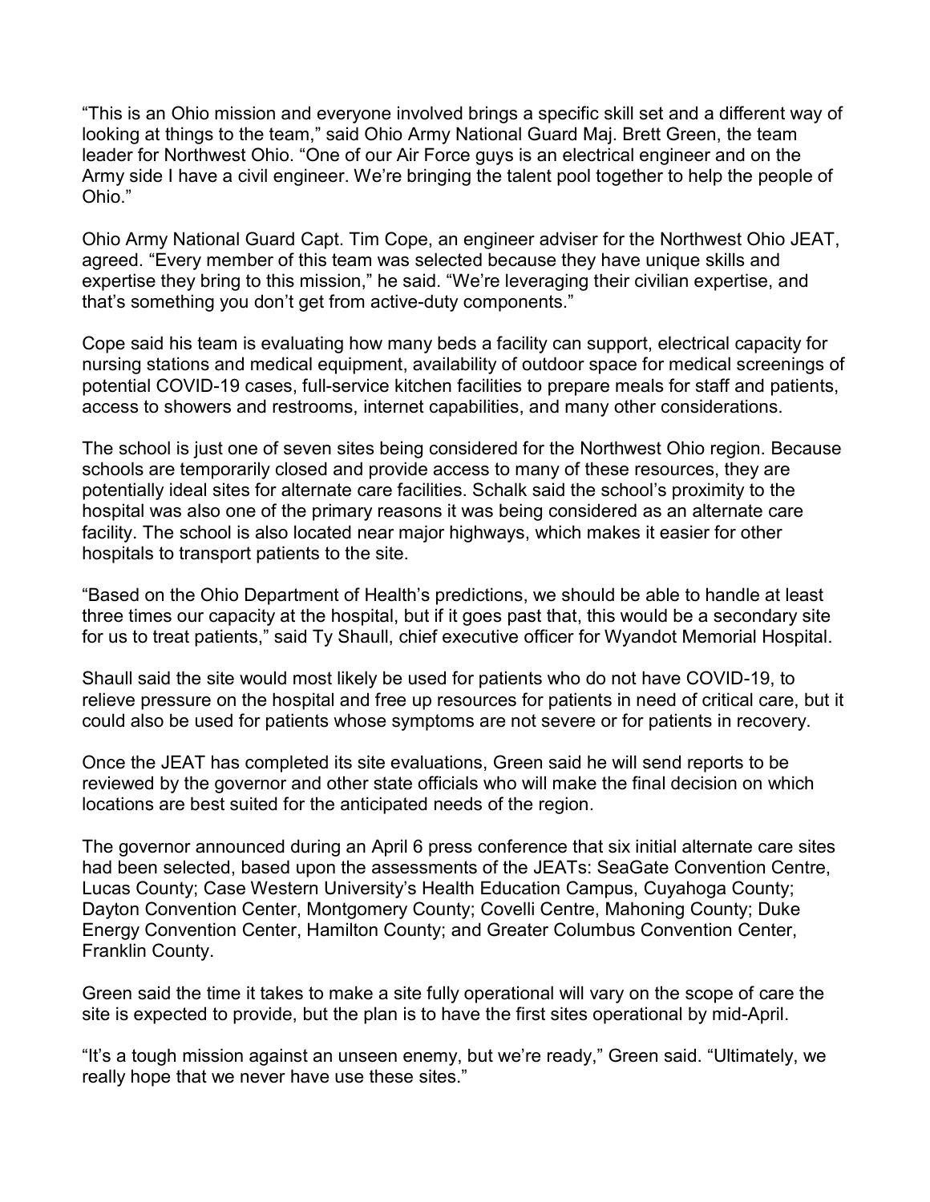“This is an Ohio mission and everyone involved brings a specific skill set and a different way of looking at things to the team,” said Ohio Army National Guard Maj. Brett Green, the team leader for Northwest Ohio. “One of our Air Force guys is an electrical engineer and on the Army side I have a civil engineer. We’re bringing the talent pool together to help the people of Ohio.”

Ohio Army National Guard Capt. Tim Cope, an engineer adviser for the Northwest Ohio JEAT, agreed. “Every member of this team was selected because they have unique skills and expertise they bring to this mission,” he said. “We’re leveraging their civilian expertise, and that’s something you don’t get from active-duty components.”

Cope said his team is evaluating how many beds a facility can support, electrical capacity for nursing stations and medical equipment, availability of outdoor space for medical screenings of potential COVID-19 cases, full-service kitchen facilities to prepare meals for staff and patients, access to showers and restrooms, internet capabilities, and many other considerations.

The school is just one of seven sites being considered for the Northwest Ohio region. Because schools are temporarily closed and provide access to many of these resources, they are potentially ideal sites for alternate care facilities. Schalk said the school’s proximity to the hospital was also one of the primary reasons it was being considered as an alternate care facility. The school is also located near major highways, which makes it easier for other hospitals to transport patients to the site.

“Based on the Ohio Department of Health’s predictions, we should be able to handle at least three times our capacity at the hospital, but if it goes past that, this would be a secondary site for us to treat patients,” said Ty Shaull, chief executive officer for Wyandot Memorial Hospital.

Shaull said the site would most likely be used for patients who do not have COVID-19, to relieve pressure on the hospital and free up resources for patients in need of critical care, but it could also be used for patients whose symptoms are not severe or for patients in recovery.

Once the JEAT has completed its site evaluations, Green said he will send reports to be reviewed by the governor and other state officials who will make the final decision on which locations are best suited for the anticipated needs of the region.

The governor announced during an April 6 press conference that six initial alternate care sites had been selected, based upon the assessments of the JEATs: SeaGate Convention Centre, Lucas County; Case Western University’s Health Education Campus, Cuyahoga County; Dayton Convention Center, Montgomery County; Covelli Centre, Mahoning County; Duke Energy Convention Center, Hamilton County; and Greater Columbus Convention Center, Franklin County.

Green said the time it takes to make a site fully operational will vary on the scope of care the site is expected to provide, but the plan is to have the first sites operational by mid-April.

“It’s a tough mission against an unseen enemy, but we’re ready,” Green said. “Ultimately, we really hope that we never have use these sites.”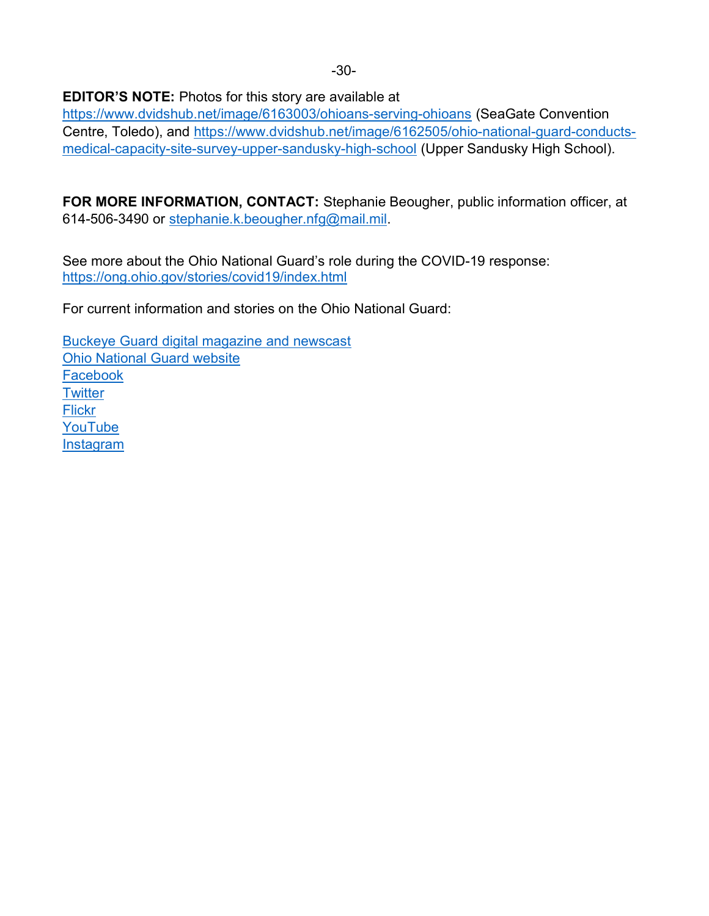-30-

**EDITOR'S NOTE:** Photos for this story are available at https://www.dvidshub.net/image/6163003/ohioans-serving-ohioans (SeaGate Convention Centre, Toledo), and https://www.dvidshub.net/image/6162505/ohio-national-guard-conducts-medical-capacity-site-survey-upper-sandusky-high-school (Upper Sandusky High School).

**FOR MORE INFORMATION, CONTACT:** Stephanie Beougher, public information officer, at 614-506-3490 or stephanie.k.beougher.nfg@mail.mil.

See more about the Ohio National Guard's role during the COVID-19 response: https://ong.ohio.gov/stories/covid19/index.html

For current information and stories on the Ohio National Guard:

Buckeye Guard digital magazine and newscast
Ohio National Guard website
Facebook
Twitter
Flickr
YouTube
Instagram